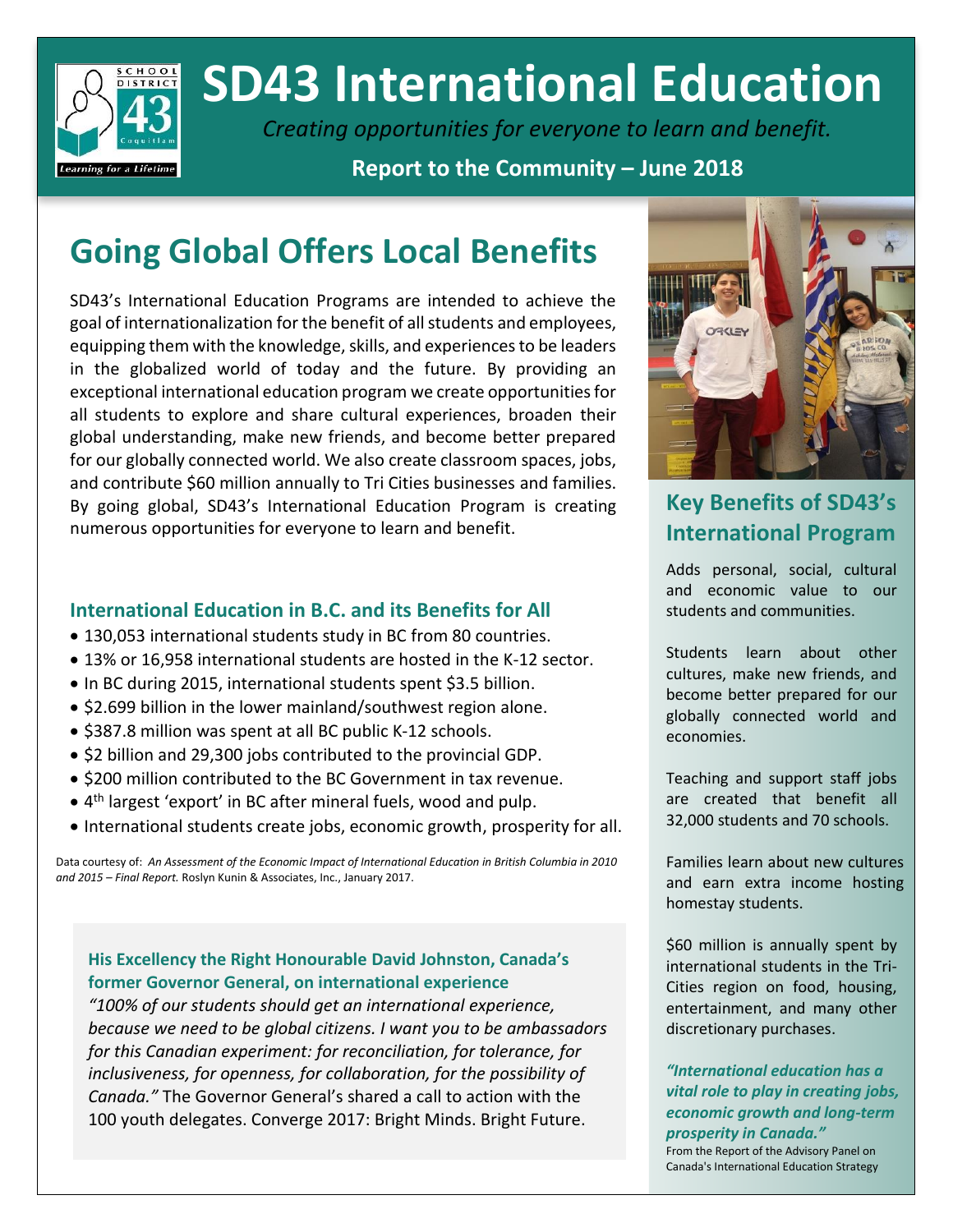# SD43 International Education

*Creating opportunities for everyone to learn and benefit.*

**Report to the Community – June 2018**

## Going Global Offers Local Benefits

SD43's International Education Programs are intended to achieve the goal of internationalization for the benefit of all students and employees, equipping them with the knowledge, skills, and experiences to be leaders in the globalized world of today and the future. By providing an exceptional international education program we create opportunities for all students to explore and share cultural experiences, broaden their global understanding, make new friends, and become better prepared for our globally connected world. We also create classroom spaces, jobs, and contribute $60 million annually to Tri Cities businesses and families. By going global, SD43's International Education Program is creating numerous opportunities for everyone to learn and benefit.

### International Education in B.C. and its Benefits for All

- 130,053 international students study in BC from 80 countries.
- 13% or 16,958 international students are hosted in the K-12 sector.
- In BC during 2015, international students spent $3.5 billion.
- $2.699 billion in the lower mainland/southwest region alone.
- $387.8 million was spent at all BC public K-12 schools.
- $2 billion and 29,300 jobs contributed to the provincial GDP.
- $200 million contributed to the BC Government in tax revenue.
- 4th largest 'export' in BC after mineral fuels, wood and pulp.
- International students create jobs, economic growth, prosperity for all.

Data courtesy of: *An Assessment of the Economic Impact of International Education in British Columbia in 2010 and 2015 – Final Report.* Roslyn Kunin & Associates, Inc., January 2017.

**His Excellency the Right Honourable David Johnston, Canada's former Governor General, on international experience**

*"100% of our students should get an international experience, because we need to be global citizens. I want you to be ambassadors for this Canadian experiment: for reconciliation, for tolerance, for inclusiveness, for openness, for collaboration, for the possibility of Canada."* The Governor General's shared a call to action with the 100 youth delegates. Converge 2017: Bright Minds. Bright Future.

### Key Benefits of SD43's International Program

Adds personal, social, cultural and economic value to our students and communities.

Students learn about other cultures, make new friends, and become better prepared for our globally connected world and economies.

Teaching and support staff jobs are created that benefit all 32,000 students and 70 schools.

Families learn about new cultures and earn extra income hosting homestay students.

$60 million is annually spent by international students in the Tri-Cities region on food, housing, entertainment, and many other discretionary purchases.

***"International education has a vital role to play in creating jobs, economic growth and long-term prosperity in Canada."***

From the Report of the Advisory Panel on Canada's International Education Strategy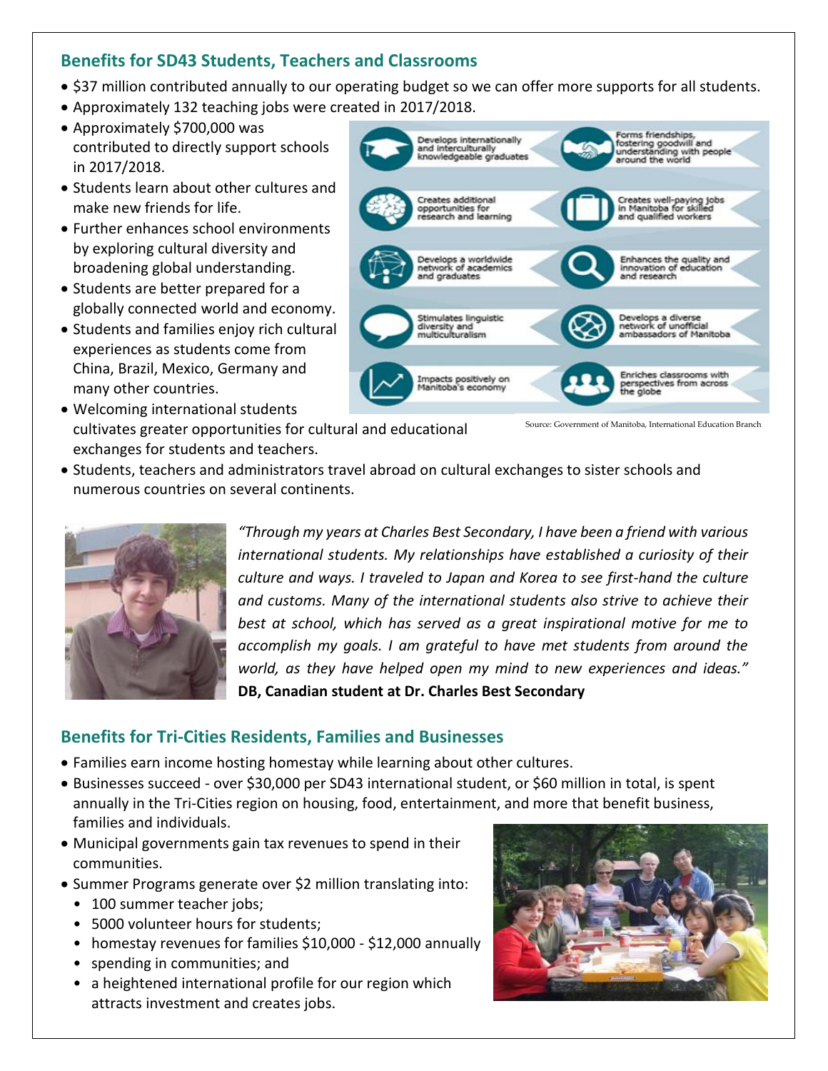## Benefits for SD43 Students, Teachers and Classrooms

- $37 million contributed annually to our operating budget so we can offer more supports for all students.
- Approximately 132 teaching jobs were created in 2017/2018.
- Approximately $700,000 was contributed to directly support schools in 2017/2018.
- Students learn about other cultures and make new friends for life.
- Further enhances school environments by exploring cultural diversity and broadening global understanding.
- Students are better prepared for a globally connected world and economy.
- Students and families enjoy rich cultural experiences as students come from China, Brazil, Mexico, Germany and many other countries.
- Welcoming international students cultivates greater opportunities for cultural and educational exchanges for students and teachers.
- Students, teachers and administrators travel abroad on cultural exchanges to sister schools and numerous countries on several continents.

Develops internationally and interculturally knowledgeable graduates

Forms friendships, fostering goodwill and understanding with people around the world

Creates additional opportunities for research and learning

Creates well-paying jobs in Manitoba for skilled and qualified workers

Develops a worldwide network of academics and graduates

Enhances the quality and innovation of education and research

Stimulates linguistic diversity and multiculturalism

Develops a diverse network of unofficial ambassadors of Manitoba

Impacts positively on Manitoba's economy

Enriches classrooms with perspectives from across the globe

Source: Government of Manitoba, International Education Branch

*"Through my years at Charles Best Secondary, I have been a friend with various international students. My relationships have established a curiosity of their culture and ways. I traveled to Japan and Korea to see first-hand the culture and customs. Many of the international students also strive to achieve their best at school, which has served as a great inspirational motive for me to accomplish my goals. I am grateful to have met students from around the world, as they have helped open my mind to new experiences and ideas."*
**DB, Canadian student at Dr. Charles Best Secondary**

## Benefits for Tri-Cities Residents, Families and Businesses

- Families earn income hosting homestay while learning about other cultures.
- Businesses succeed - over $30,000 per SD43 international student, or $60 million in total, is spent annually in the Tri-Cities region on housing, food, entertainment, and more that benefit business, families and individuals.
- Municipal governments gain tax revenues to spend in their communities.
- Summer Programs generate over $2 million translating into:
  - 100 summer teacher jobs;
  - 5000 volunteer hours for students;
  - homestay revenues for families $10,000 - $12,000 annually
  - spending in communities; and
  - a heightened international profile for our region which attracts investment and creates jobs.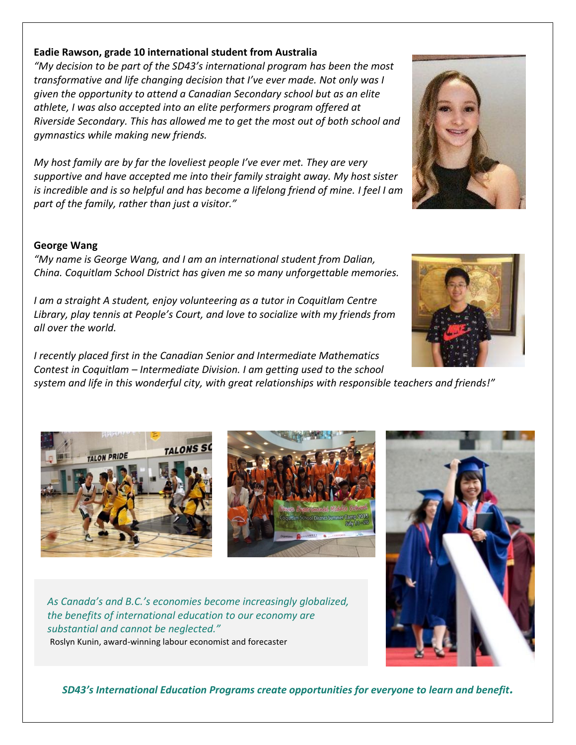**Eadie Rawson, grade 10 international student from Australia**

*"My decision to be part of the SD43's international program has been the most transformative and life changing decision that I've ever made. Not only was I given the opportunity to attend a Canadian Secondary school but as an elite athlete, I was also accepted into an elite performers program offered at Riverside Secondary. This has allowed me to get the most out of both school and gymnastics while making new friends.*

*My host family are by far the loveliest people I've ever met. They are very supportive and have accepted me into their family straight away. My host sister is incredible and is so helpful and has become a lifelong friend of mine. I feel I am part of the family, rather than just a visitor."*

**George Wang**

*"My name is George Wang, and I am an international student from Dalian, China. Coquitlam School District has given me so many unforgettable memories.*

*I am a straight A student, enjoy volunteering as a tutor in Coquitlam Centre Library, play tennis at People's Court, and love to socialize with my friends from all over the world.*

*I recently placed first in the Canadian Senior and Intermediate Mathematics Contest in Coquitlam – Intermediate Division. I am getting used to the school system and life in this wonderful city, with great relationships with responsible teachers and friends!"*

*As Canada's and B.C.'s economies become increasingly globalized, the benefits of international education to our economy are substantial and cannot be neglected."*

Roslyn Kunin, award-winning labour economist and forecaster

***SD43's International Education Programs create opportunities for everyone to learn and benefit.***